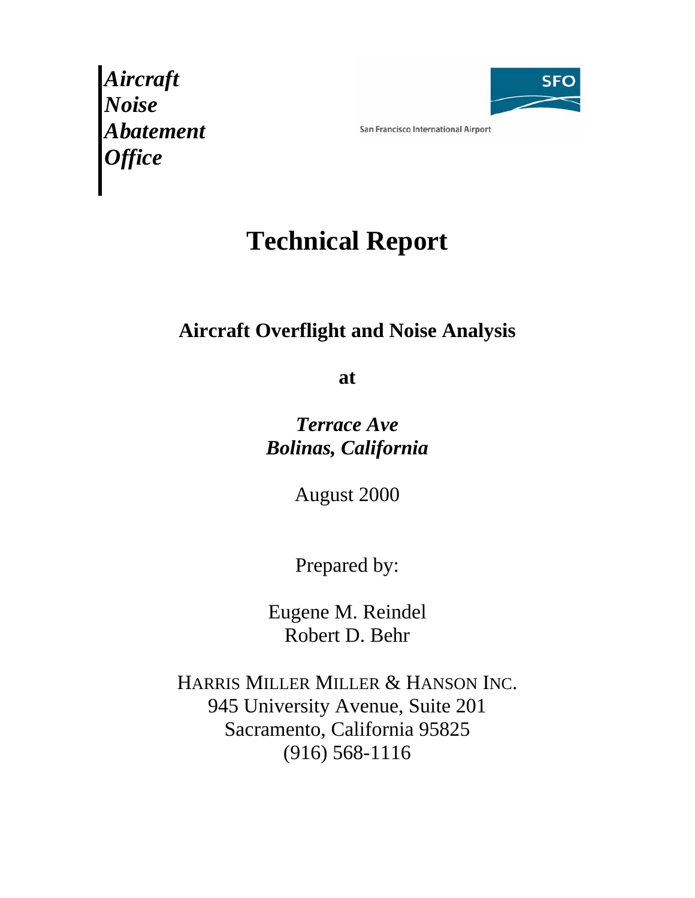***Aircraft Noise Abatement Office***

SFO

San Francisco International Airport

# Technical Report

## Aircraft Overflight and Noise Analysis

**at**

***Terrace Ave***
***Bolinas, California***

August 2000

Prepared by:

Eugene M. Reindel
Robert D. Behr

HARRIS MILLER MILLER & HANSON INC.
945 University Avenue, Suite 201
Sacramento, California 95825
(916) 568-1116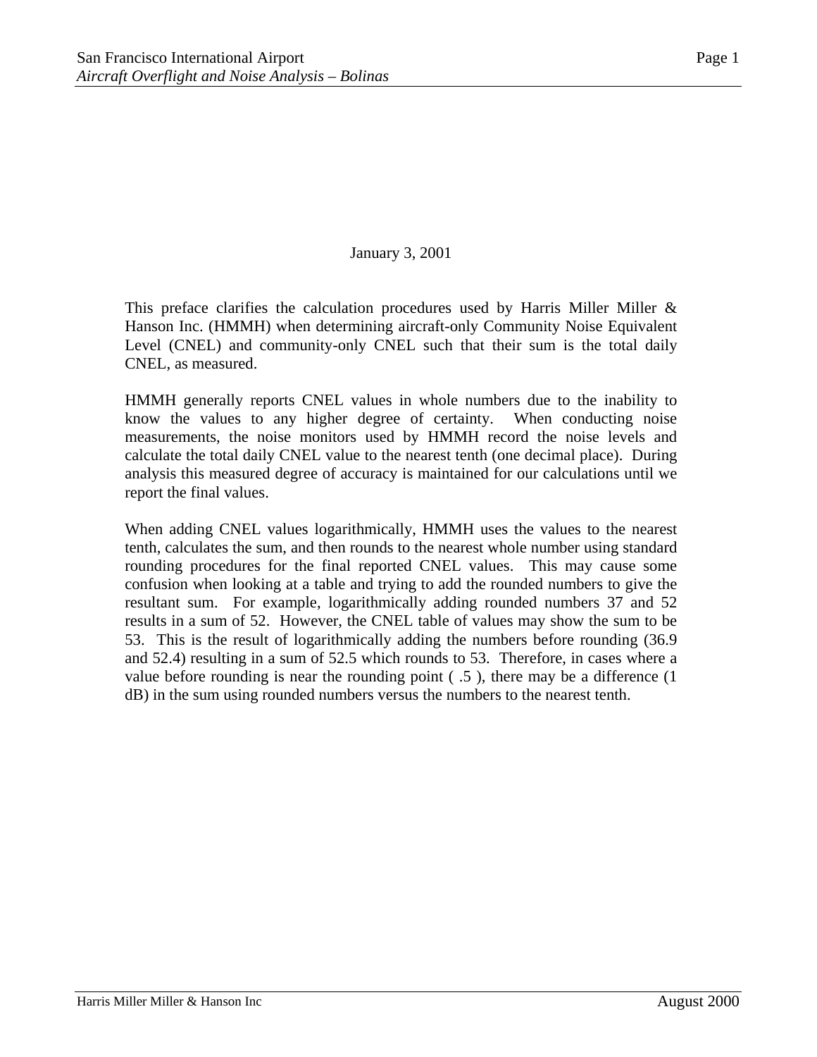January 3, 2001

This preface clarifies the calculation procedures used by Harris Miller Miller & Hanson Inc. (HMMH) when determining aircraft-only Community Noise Equivalent Level (CNEL) and community-only CNEL such that their sum is the total daily CNEL, as measured.

HMMH generally reports CNEL values in whole numbers due to the inability to know the values to any higher degree of certainty. When conducting noise measurements, the noise monitors used by HMMH record the noise levels and calculate the total daily CNEL value to the nearest tenth (one decimal place). During analysis this measured degree of accuracy is maintained for our calculations until we report the final values.

When adding CNEL values logarithmically, HMMH uses the values to the nearest tenth, calculates the sum, and then rounds to the nearest whole number using standard rounding procedures for the final reported CNEL values. This may cause some confusion when looking at a table and trying to add the rounded numbers to give the resultant sum. For example, logarithmically adding rounded numbers 37 and 52 results in a sum of 52. However, the CNEL table of values may show the sum to be 53. This is the result of logarithmically adding the numbers before rounding (36.9 and 52.4) resulting in a sum of 52.5 which rounds to 53. Therefore, in cases where a value before rounding is near the rounding point ( .5 ), there may be a difference (1 dB) in the sum using rounded numbers versus the numbers to the nearest tenth.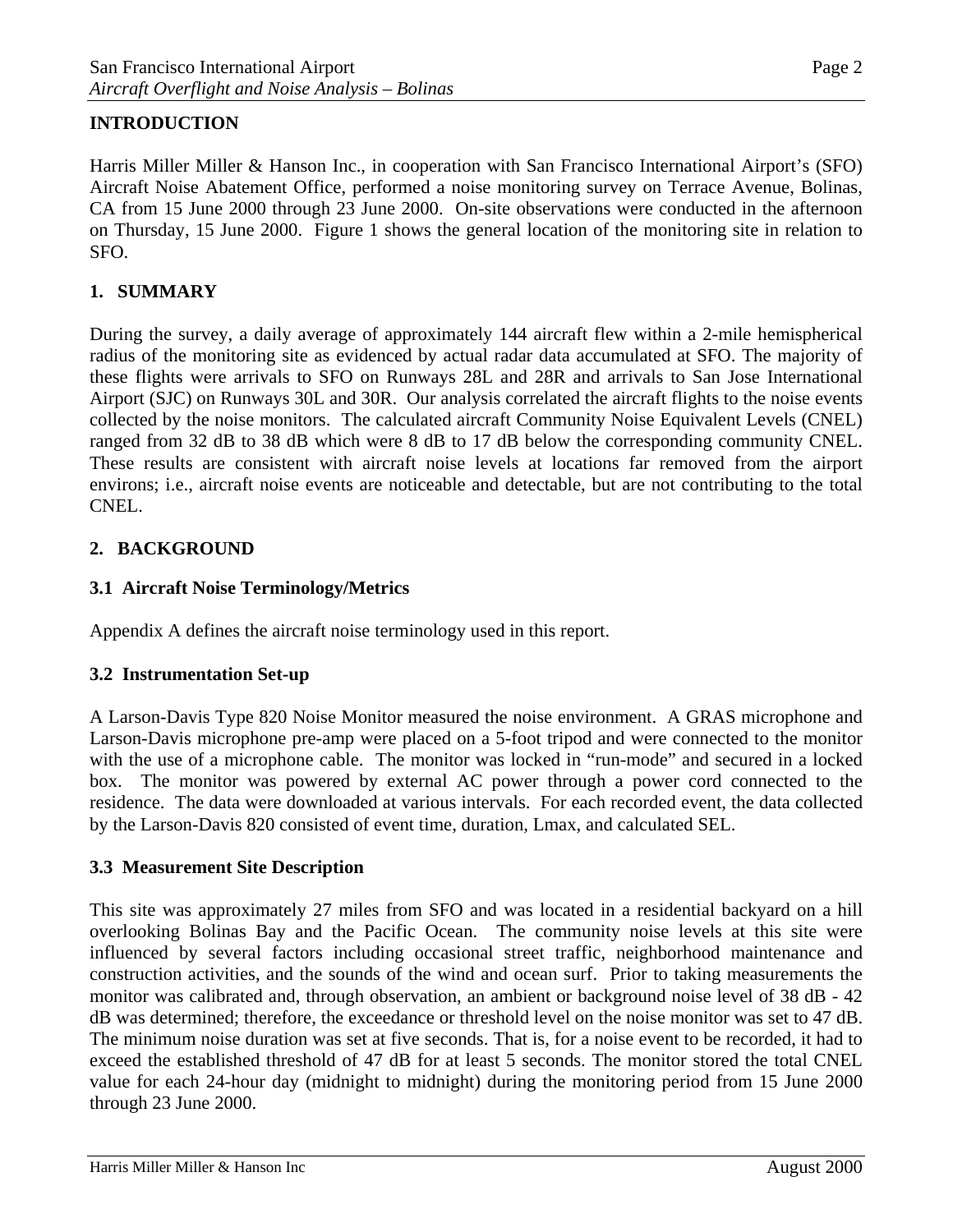## INTRODUCTION

Harris Miller Miller & Hanson Inc., in cooperation with San Francisco International Airport's (SFO) Aircraft Noise Abatement Office, performed a noise monitoring survey on Terrace Avenue, Bolinas, CA from 15 June 2000 through 23 June 2000. On-site observations were conducted in the afternoon on Thursday, 15 June 2000. Figure 1 shows the general location of the monitoring site in relation to SFO.

## 1. SUMMARY

During the survey, a daily average of approximately 144 aircraft flew within a 2-mile hemispherical radius of the monitoring site as evidenced by actual radar data accumulated at SFO. The majority of these flights were arrivals to SFO on Runways 28L and 28R and arrivals to San Jose International Airport (SJC) on Runways 30L and 30R. Our analysis correlated the aircraft flights to the noise events collected by the noise monitors. The calculated aircraft Community Noise Equivalent Levels (CNEL) ranged from 32 dB to 38 dB which were 8 dB to 17 dB below the corresponding community CNEL. These results are consistent with aircraft noise levels at locations far removed from the airport environs; i.e., aircraft noise events are noticeable and detectable, but are not contributing to the total CNEL.

## 2. BACKGROUND

### 3.1 Aircraft Noise Terminology/Metrics

Appendix A defines the aircraft noise terminology used in this report.

### 3.2 Instrumentation Set-up

A Larson-Davis Type 820 Noise Monitor measured the noise environment. A GRAS microphone and Larson-Davis microphone pre-amp were placed on a 5-foot tripod and were connected to the monitor with the use of a microphone cable. The monitor was locked in "run-mode" and secured in a locked box. The monitor was powered by external AC power through a power cord connected to the residence. The data were downloaded at various intervals. For each recorded event, the data collected by the Larson-Davis 820 consisted of event time, duration, Lmax, and calculated SEL.

### 3.3 Measurement Site Description

This site was approximately 27 miles from SFO and was located in a residential backyard on a hill overlooking Bolinas Bay and the Pacific Ocean. The community noise levels at this site were influenced by several factors including occasional street traffic, neighborhood maintenance and construction activities, and the sounds of the wind and ocean surf. Prior to taking measurements the monitor was calibrated and, through observation, an ambient or background noise level of 38 dB - 42 dB was determined; therefore, the exceedance or threshold level on the noise monitor was set to 47 dB. The minimum noise duration was set at five seconds. That is, for a noise event to be recorded, it had to exceed the established threshold of 47 dB for at least 5 seconds. The monitor stored the total CNEL value for each 24-hour day (midnight to midnight) during the monitoring period from 15 June 2000 through 23 June 2000.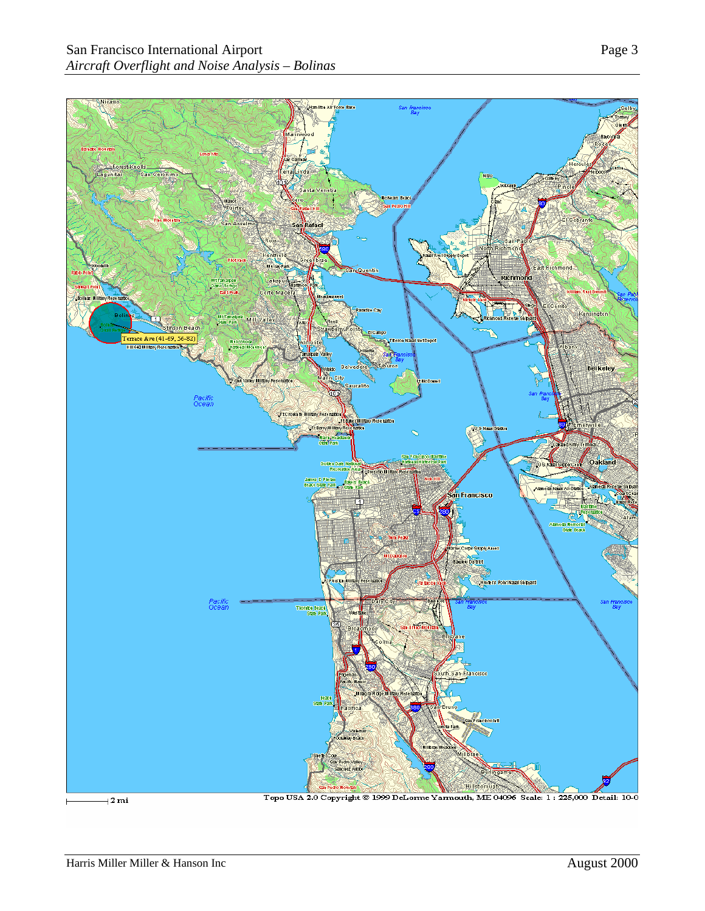Terrace Ave (41-69, 56-82)

2 mi

Topo USA 2.0 Copyright © 1999 DeLorme Yarmouth, ME 04096 Scale: 1 : 225,000 Detail: 10-0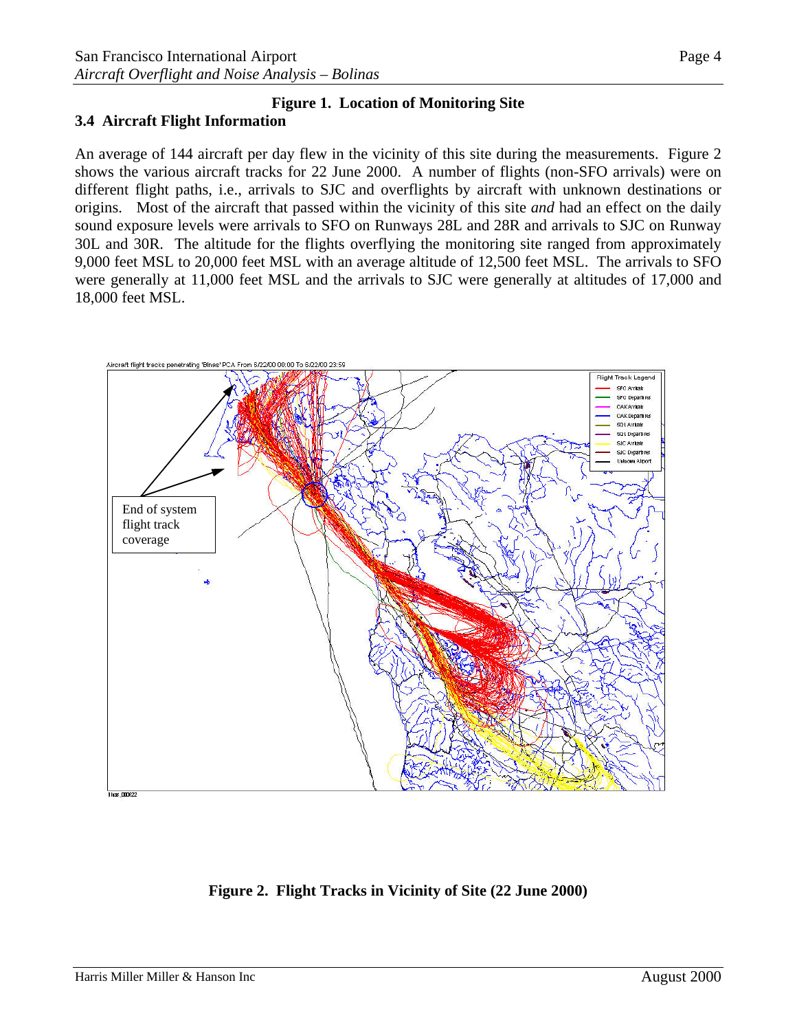**Figure 1. Location of Monitoring Site**

### 3.4 Aircraft Flight Information

An average of 144 aircraft per day flew in the vicinity of this site during the measurements. Figure 2 shows the various aircraft tracks for 22 June 2000. A number of flights (non-SFO arrivals) were on different flight paths, i.e., arrivals to SJC and overflights by aircraft with unknown destinations or origins. Most of the aircraft that passed within the vicinity of this site *and* had an effect on the daily sound exposure levels were arrivals to SFO on Runways 28L and 28R and arrivals to SJC on Runway 30L and 30R. The altitude for the flights overflying the monitoring site ranged from approximately 9,000 feet MSL to 20,000 feet MSL with an average altitude of 12,500 feet MSL. The arrivals to SFO were generally at 11,000 feet MSL and the arrivals to SJC were generally at altitudes of 17,000 and 18,000 feet MSL.

**Figure 2. Flight Tracks in Vicinity of Site (22 June 2000)**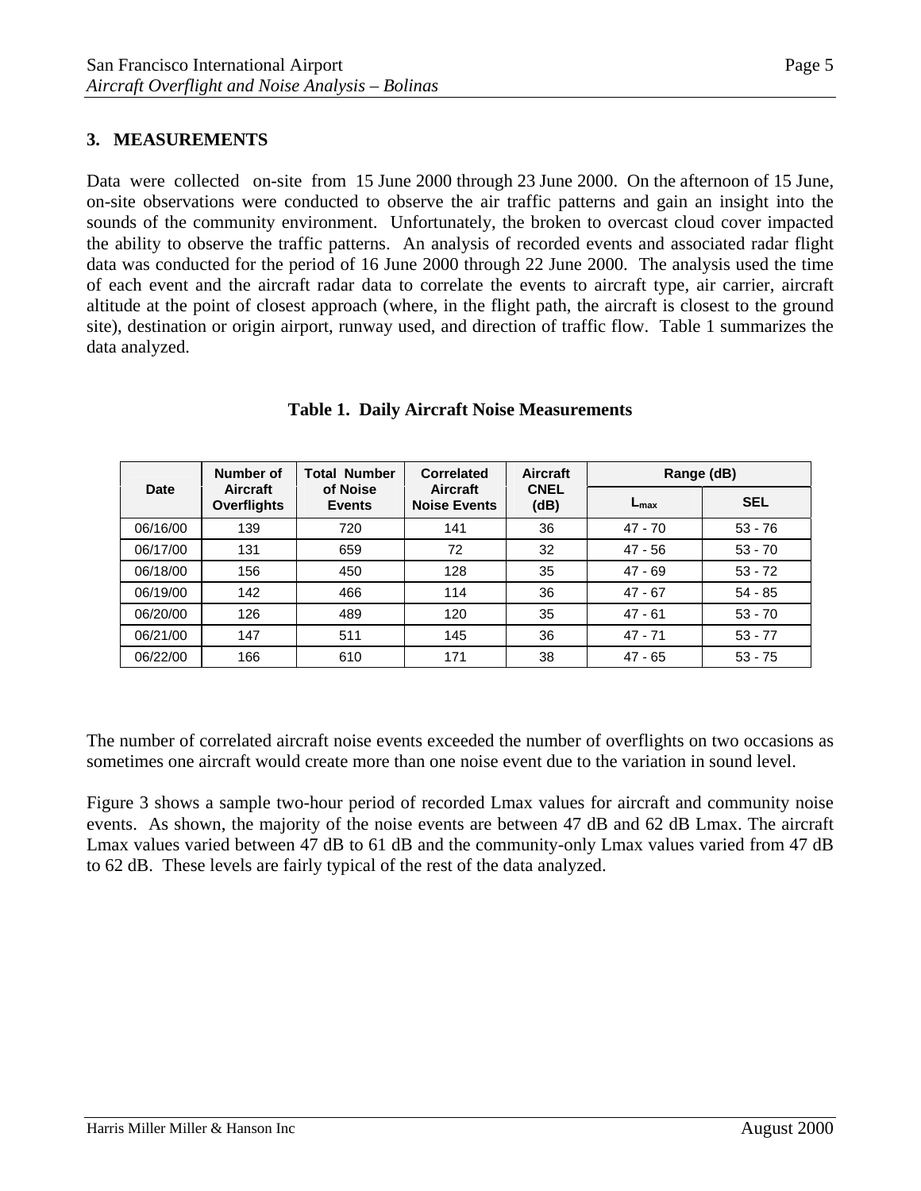## 3. MEASUREMENTS

Data were collected on-site from 15 June 2000 through 23 June 2000. On the afternoon of 15 June, on-site observations were conducted to observe the air traffic patterns and gain an insight into the sounds of the community environment. Unfortunately, the broken to overcast cloud cover impacted the ability to observe the traffic patterns. An analysis of recorded events and associated radar flight data was conducted for the period of 16 June 2000 through 22 June 2000. The analysis used the time of each event and the aircraft radar data to correlate the events to aircraft type, air carrier, aircraft altitude at the point of closest approach (where, in the flight path, the aircraft is closest to the ground site), destination or origin airport, runway used, and direction of traffic flow. Table 1 summarizes the data analyzed.

**Table 1. Daily Aircraft Noise Measurements**

| Date | Number of Aircraft Overflights | Total Number of Noise Events | Correlated Aircraft Noise Events | Aircraft CNEL (dB) | Range (dB) | |
|---|---|---|---|---|---|---|
| | | | | | $L_{max}$ | SEL |
| 06/16/00 | 139 | 720 | 141 | 36 | 47 - 70 | 53 - 76 |
| 06/17/00 | 131 | 659 | 72 | 32 | 47 - 56 | 53 - 70 |
| 06/18/00 | 156 | 450 | 128 | 35 | 47 - 69 | 53 - 72 |
| 06/19/00 | 142 | 466 | 114 | 36 | 47 - 67 | 54 - 85 |
| 06/20/00 | 126 | 489 | 120 | 35 | 47 - 61 | 53 - 70 |
| 06/21/00 | 147 | 511 | 145 | 36 | 47 - 71 | 53 - 77 |
| 06/22/00 | 166 | 610 | 171 | 38 | 47 - 65 | 53 - 75 |

The number of correlated aircraft noise events exceeded the number of overflights on two occasions as sometimes one aircraft would create more than one noise event due to the variation in sound level.

Figure 3 shows a sample two-hour period of recorded Lmax values for aircraft and community noise events. As shown, the majority of the noise events are between 47 dB and 62 dB Lmax. The aircraft Lmax values varied between 47 dB to 61 dB and the community-only Lmax values varied from 47 dB to 62 dB. These levels are fairly typical of the rest of the data analyzed.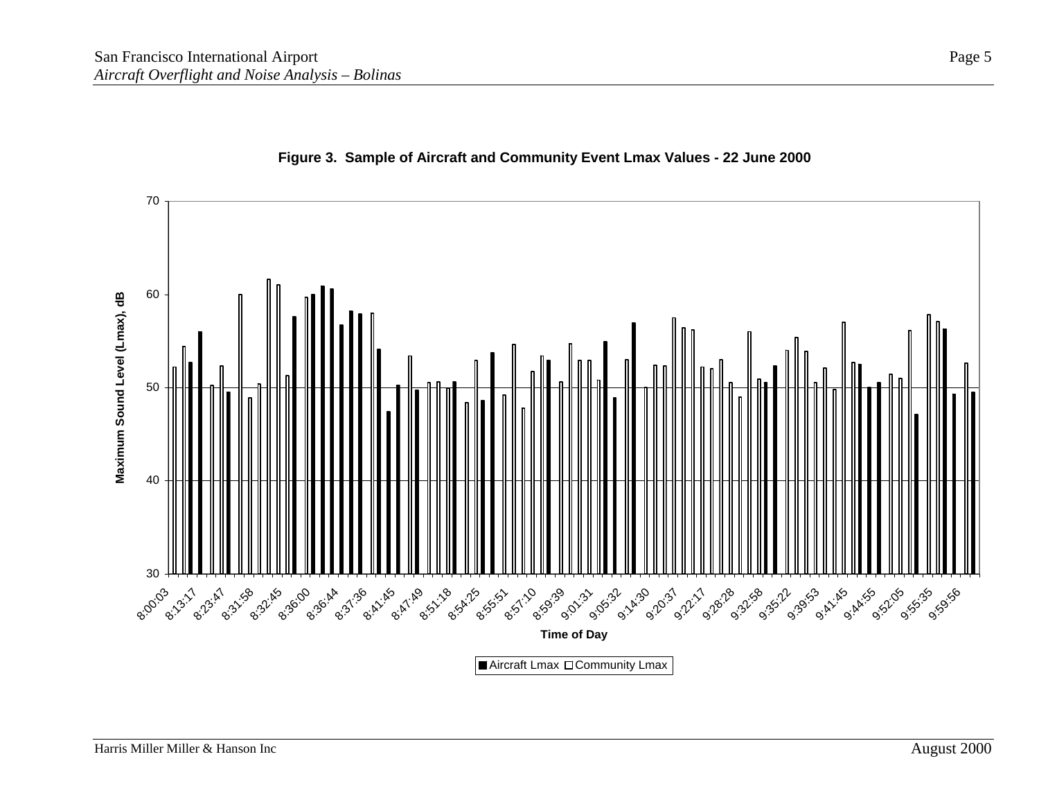**Figure 3. Sample of Aircraft and Community Event Lmax Values - 22 June 2000**

Maximum Sound Level (Lmax), dB

70

60

50

40

30

8:00:03 8:13:17 8:23:47 8:31:58 8:32:45 8:36:00 8:36:44 8:37:36 8:41:45 8:47:49 8:51:18 8:54:25 8:55:51 8:57:10 8:59:39 9:01:31 9:05:32 9:14:30 9:20:37 9:22:17 9:28:28 9:32:58 9:35:22 9:39:53 9:41:45 9:44:55 9:52:05 9:55:35 9:59:56

Time of Day

■ Aircraft Lmax □ Community Lmax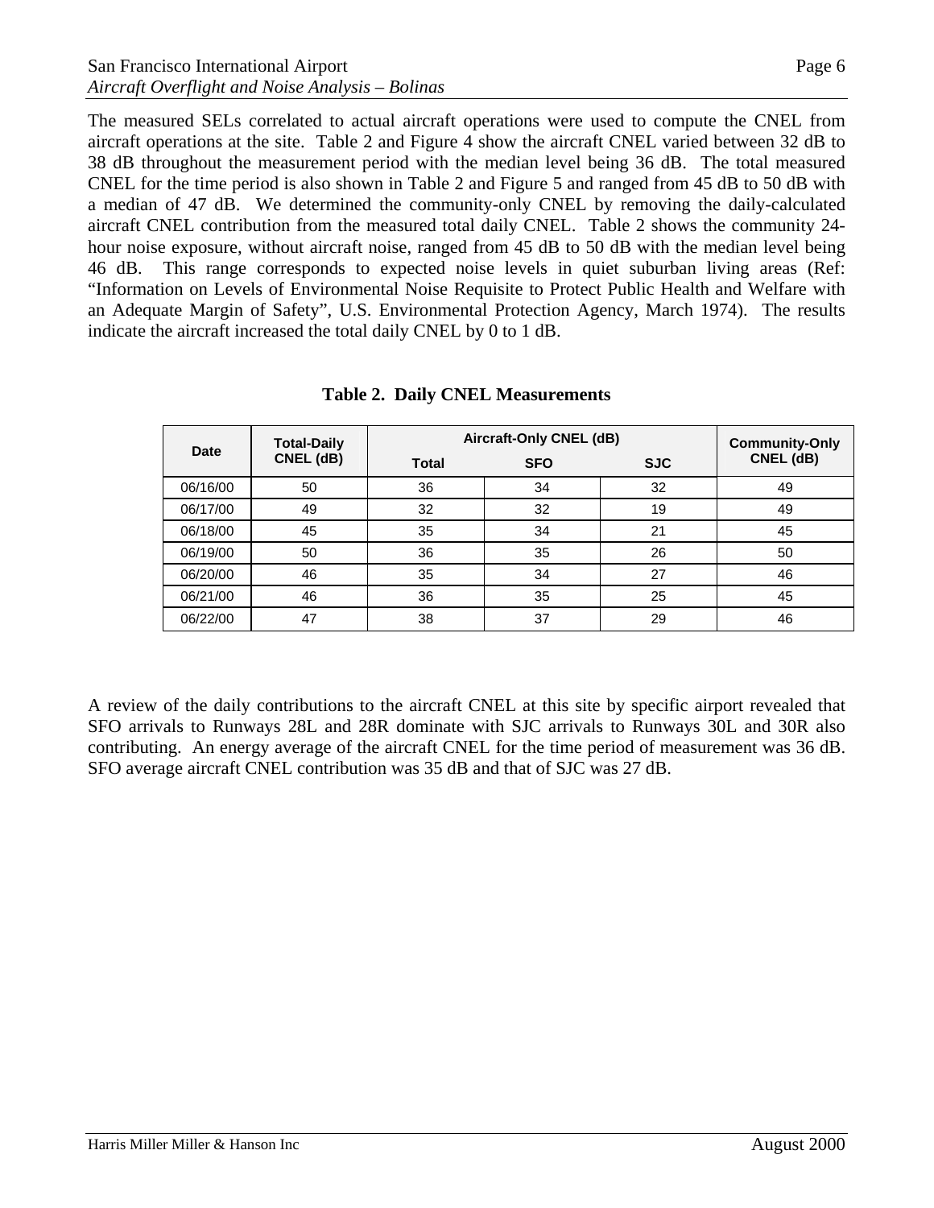The measured SELs correlated to actual aircraft operations were used to compute the CNEL from aircraft operations at the site. Table 2 and Figure 4 show the aircraft CNEL varied between 32 dB to 38 dB throughout the measurement period with the median level being 36 dB. The total measured CNEL for the time period is also shown in Table 2 and Figure 5 and ranged from 45 dB to 50 dB with a median of 47 dB. We determined the community-only CNEL by removing the daily-calculated aircraft CNEL contribution from the measured total daily CNEL. Table 2 shows the community 24-hour noise exposure, without aircraft noise, ranged from 45 dB to 50 dB with the median level being 46 dB. This range corresponds to expected noise levels in quiet suburban living areas (Ref: "Information on Levels of Environmental Noise Requisite to Protect Public Health and Welfare with an Adequate Margin of Safety", U.S. Environmental Protection Agency, March 1974). The results indicate the aircraft increased the total daily CNEL by 0 to 1 dB.

**Table 2. Daily CNEL Measurements**

| Date | Total-Daily CNEL (dB) | Aircraft-Only CNEL (dB) | | | Community-Only CNEL (dB) |
|---|---|---|---|---|---|
| | | Total | SFO | SJC | |
| 06/16/00 | 50 | 36 | 34 | 32 | 49 |
| 06/17/00 | 49 | 32 | 32 | 19 | 49 |
| 06/18/00 | 45 | 35 | 34 | 21 | 45 |
| 06/19/00 | 50 | 36 | 35 | 26 | 50 |
| 06/20/00 | 46 | 35 | 34 | 27 | 46 |
| 06/21/00 | 46 | 36 | 35 | 25 | 45 |
| 06/22/00 | 47 | 38 | 37 | 29 | 46 |

A review of the daily contributions to the aircraft CNEL at this site by specific airport revealed that SFO arrivals to Runways 28L and 28R dominate with SJC arrivals to Runways 30L and 30R also contributing. An energy average of the aircraft CNEL for the time period of measurement was 36 dB. SFO average aircraft CNEL contribution was 35 dB and that of SJC was 27 dB.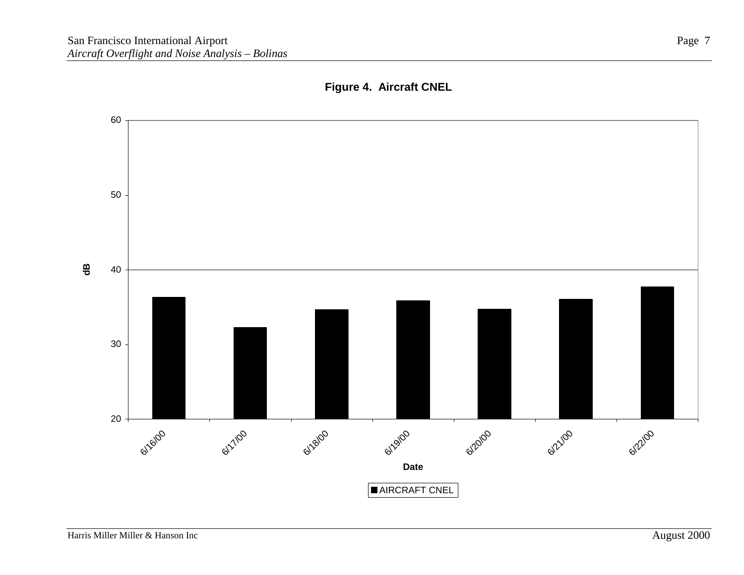**Figure 4. Aircraft CNEL**

| Date | AIRCRAFT CNEL (dB) |
|---|---|
| 6/16/00 | 36.4 |
| 6/17/00 | 32.3 |
| 6/18/00 | 34.7 |
| 6/19/00 | 35.9 |
| 6/20/00 | 34.8 |
| 6/21/00 | 36.1 |
| 6/22/00 | 37.8 |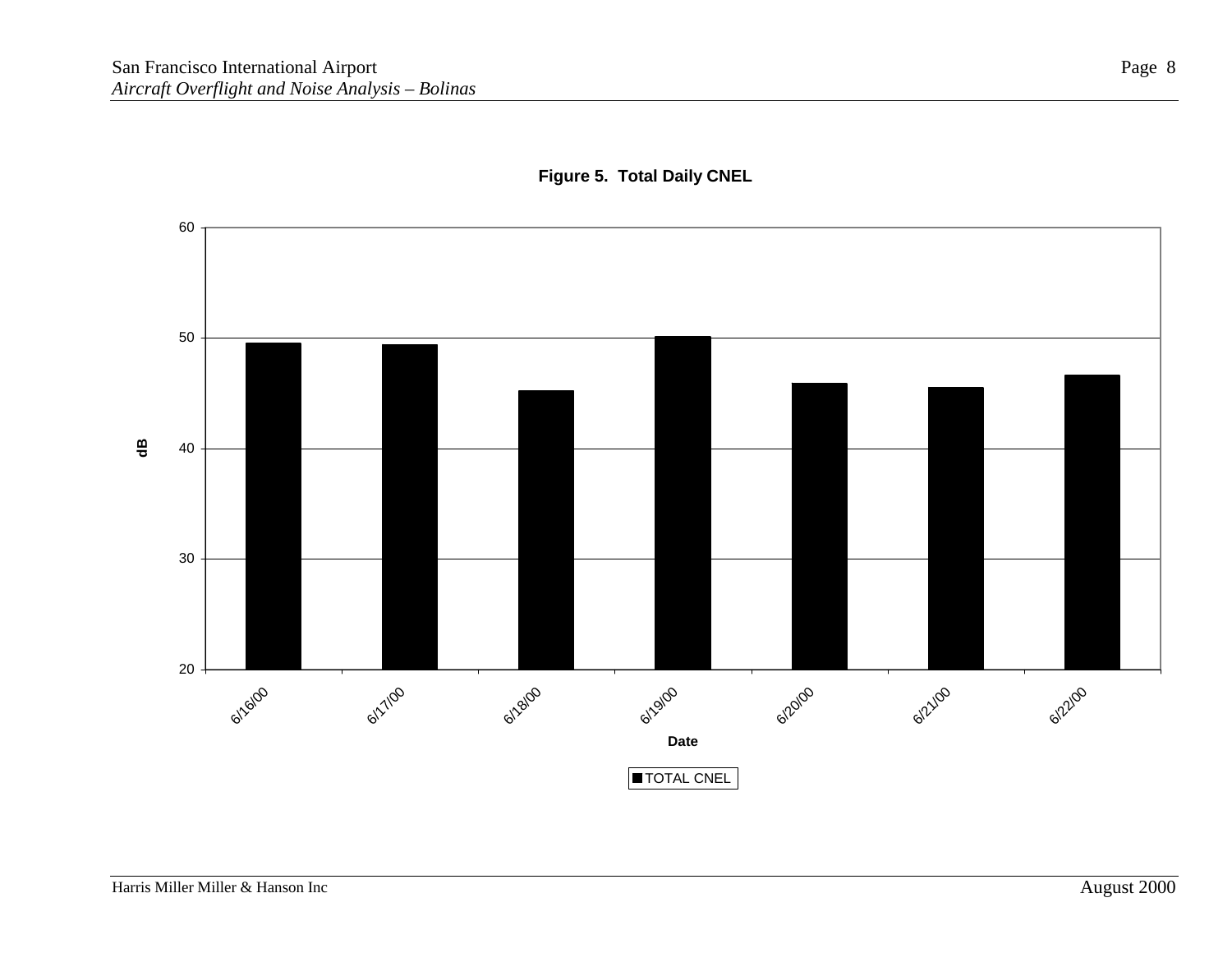**Figure 5. Total Daily CNEL**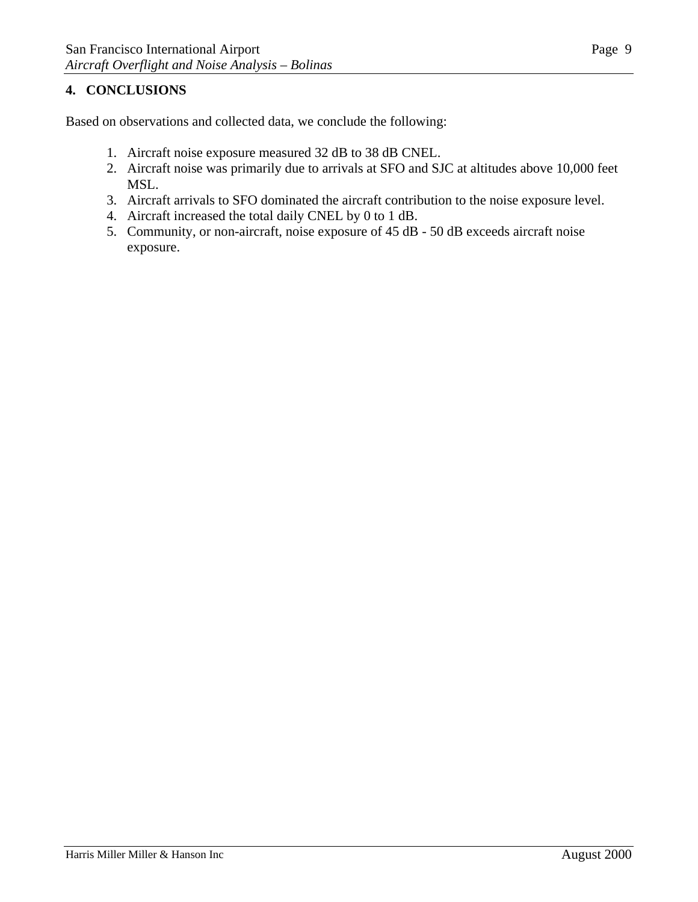## 4. CONCLUSIONS

Based on observations and collected data, we conclude the following:

1. Aircraft noise exposure measured 32 dB to 38 dB CNEL.
2. Aircraft noise was primarily due to arrivals at SFO and SJC at altitudes above 10,000 feet MSL.
3. Aircraft arrivals to SFO dominated the aircraft contribution to the noise exposure level.
4. Aircraft increased the total daily CNEL by 0 to 1 dB.
5. Community, or non-aircraft, noise exposure of 45 dB - 50 dB exceeds aircraft noise exposure.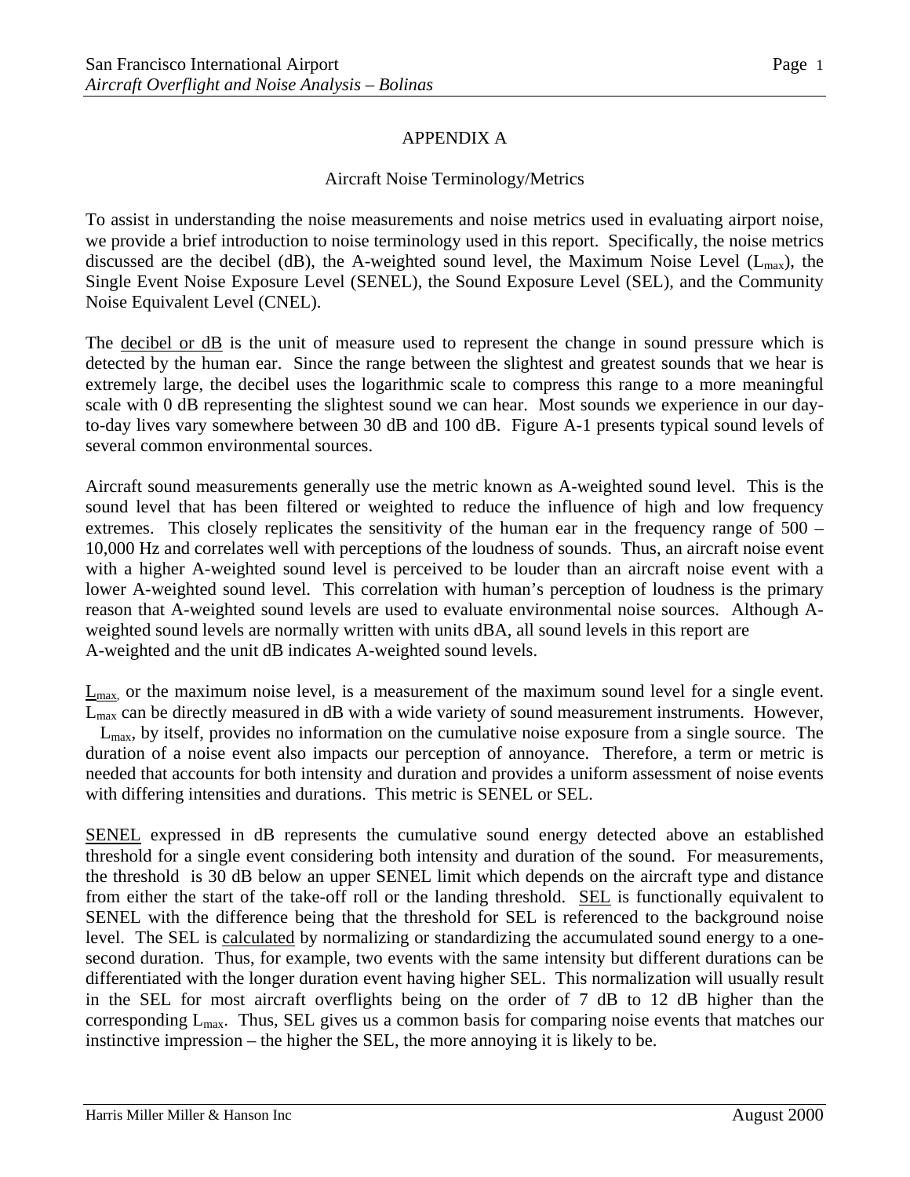# APPENDIX A

## Aircraft Noise Terminology/Metrics

To assist in understanding the noise measurements and noise metrics used in evaluating airport noise, we provide a brief introduction to noise terminology used in this report. Specifically, the noise metrics discussed are the decibel (dB), the A-weighted sound level, the Maximum Noise Level ($L_{max}$), the Single Event Noise Exposure Level (SENEL), the Sound Exposure Level (SEL), and the Community Noise Equivalent Level (CNEL).

The decibel or dB is the unit of measure used to represent the change in sound pressure which is detected by the human ear. Since the range between the slightest and greatest sounds that we hear is extremely large, the decibel uses the logarithmic scale to compress this range to a more meaningful scale with 0 dB representing the slightest sound we can hear. Most sounds we experience in our day-to-day lives vary somewhere between 30 dB and 100 dB. Figure A-1 presents typical sound levels of several common environmental sources.

Aircraft sound measurements generally use the metric known as A-weighted sound level. This is the sound level that has been filtered or weighted to reduce the influence of high and low frequency extremes. This closely replicates the sensitivity of the human ear in the frequency range of 500 – 10,000 Hz and correlates well with perceptions of the loudness of sounds. Thus, an aircraft noise event with a higher A-weighted sound level is perceived to be louder than an aircraft noise event with a lower A-weighted sound level. This correlation with human's perception of loudness is the primary reason that A-weighted sound levels are used to evaluate environmental noise sources. Although A-weighted sound levels are normally written with units dBA, all sound levels in this report are A-weighted and the unit dB indicates A-weighted sound levels.

$L_{max}$, or the maximum noise level, is a measurement of the maximum sound level for a single event. $L_{max}$ can be directly measured in dB with a wide variety of sound measurement instruments. However, $L_{max}$, by itself, provides no information on the cumulative noise exposure from a single source. The duration of a noise event also impacts our perception of annoyance. Therefore, a term or metric is needed that accounts for both intensity and duration and provides a uniform assessment of noise events with differing intensities and durations. This metric is SENEL or SEL.

SENEL expressed in dB represents the cumulative sound energy detected above an established threshold for a single event considering both intensity and duration of the sound. For measurements, the threshold is 30 dB below an upper SENEL limit which depends on the aircraft type and distance from either the start of the take-off roll or the landing threshold. SEL is functionally equivalent to SENEL with the difference being that the threshold for SEL is referenced to the background noise level. The SEL is calculated by normalizing or standardizing the accumulated sound energy to a one-second duration. Thus, for example, two events with the same intensity but different durations can be differentiated with the longer duration event having higher SEL. This normalization will usually result in the SEL for most aircraft overflights being on the order of 7 dB to 12 dB higher than the corresponding $L_{max}$. Thus, SEL gives us a common basis for comparing noise events that matches our instinctive impression – the higher the SEL, the more annoying it is likely to be.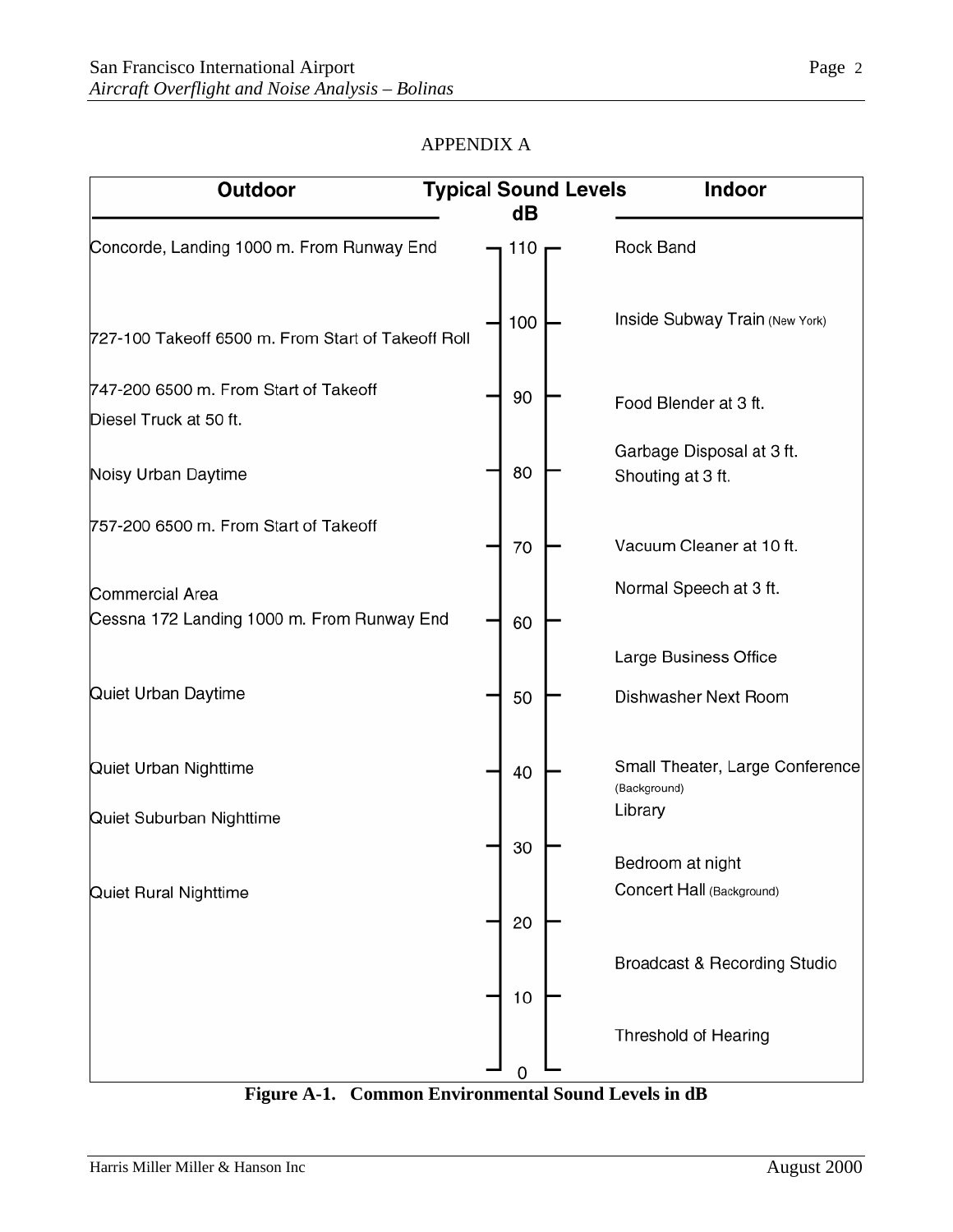## APPENDIX A

| Outdoor | Typical Sound Levels dB | Indoor |
|---|---|---|
| Concorde, Landing 1000 m. From Runway End | 110 | Rock Band |
| 727-100 Takeoff 6500 m. From Start of Takeoff Roll | 100 | Inside Subway Train (New York) |
| 747-200 6500 m. From Start of Takeoff<br>Diesel Truck at 50 ft. | 90 | Food Blender at 3 ft. |
| Noisy Urban Daytime | 80 | Garbage Disposal at 3 ft.<br>Shouting at 3 ft. |
| 757-200 6500 m. From Start of Takeoff | 70 | Vacuum Cleaner at 10 ft. |
| Commercial Area<br>Cessna 172 Landing 1000 m. From Runway End | 60 | Normal Speech at 3 ft.<br>Large Business Office |
| Quiet Urban Daytime | 50 | Dishwasher Next Room |
| Quiet Urban Nighttime<br>Quiet Suburban Nighttime | 40 | Small Theater, Large Conference (Background)<br>Library |
| Quiet Rural Nighttime | 30 | Bedroom at night<br>Concert Hall (Background) |
| | 20 | Broadcast & Recording Studio |
| | 10 | Threshold of Hearing |
| | 0 | |

**Figure A-1. Common Environmental Sound Levels in dB**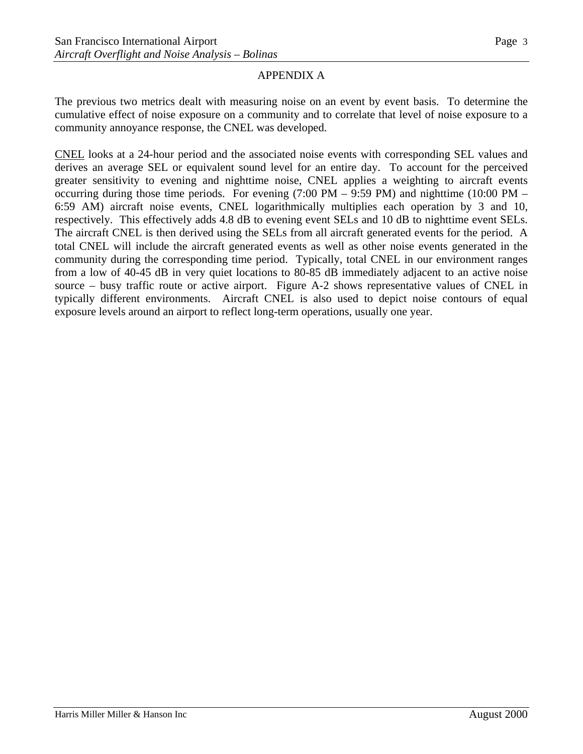## APPENDIX A

The previous two metrics dealt with measuring noise on an event by event basis. To determine the cumulative effect of noise exposure on a community and to correlate that level of noise exposure to a community annoyance response, the CNEL was developed.

<u>CNEL</u> looks at a 24-hour period and the associated noise events with corresponding SEL values and derives an average SEL or equivalent sound level for an entire day. To account for the perceived greater sensitivity to evening and nighttime noise, CNEL applies a weighting to aircraft events occurring during those time periods. For evening (7:00 PM – 9:59 PM) and nighttime (10:00 PM – 6:59 AM) aircraft noise events, CNEL logarithmically multiplies each operation by 3 and 10, respectively. This effectively adds 4.8 dB to evening event SELs and 10 dB to nighttime event SELs. The aircraft CNEL is then derived using the SELs from all aircraft generated events for the period. A total CNEL will include the aircraft generated events as well as other noise events generated in the community during the corresponding time period. Typically, total CNEL in our environment ranges from a low of 40-45 dB in very quiet locations to 80-85 dB immediately adjacent to an active noise source – busy traffic route or active airport. Figure A-2 shows representative values of CNEL in typically different environments. Aircraft CNEL is also used to depict noise contours of equal exposure levels around an airport to reflect long-term operations, usually one year.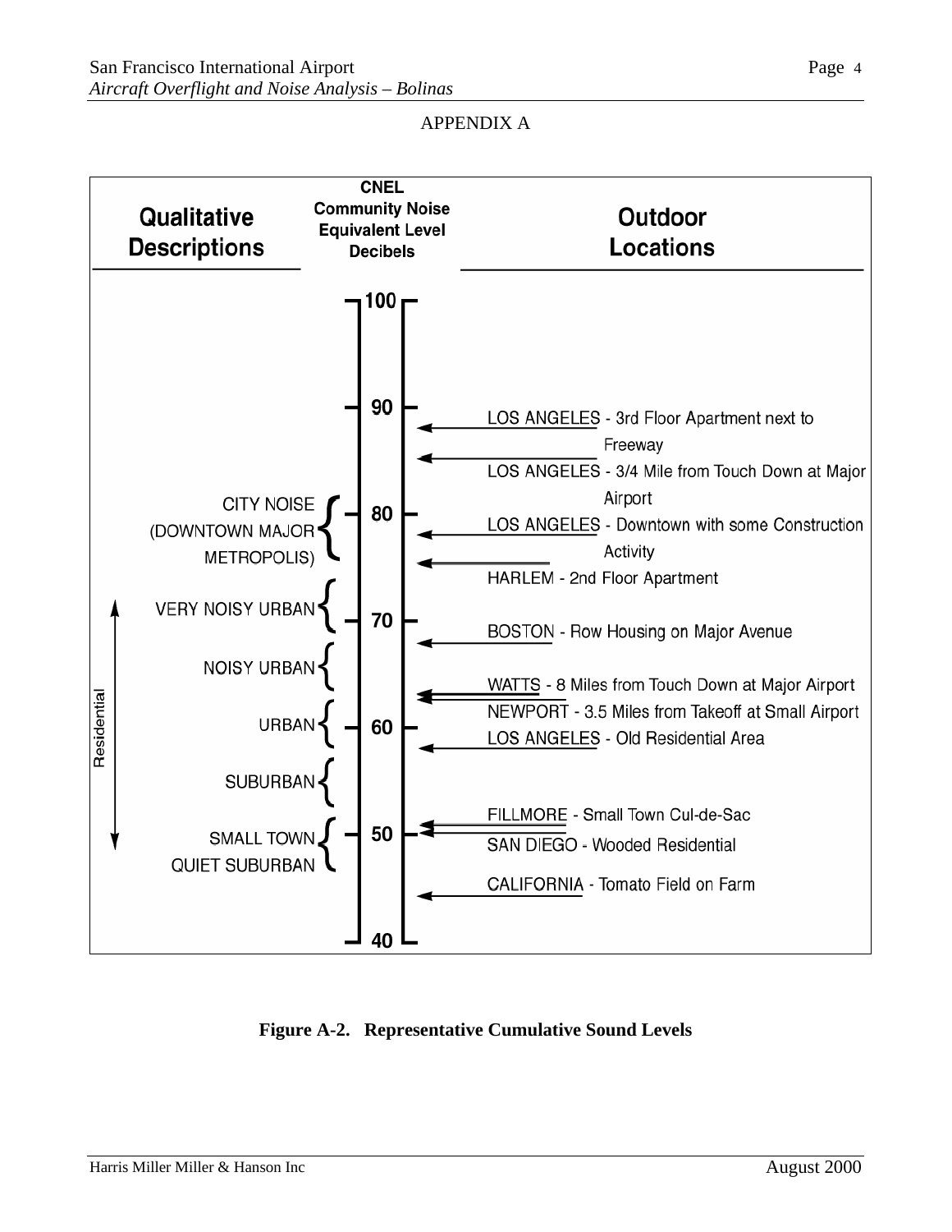APPENDIX A

CNEL
Community Noise Equivalent Level
Decibels

Qualitative Descriptions

Outdoor Locations

100

90

80

70

60

50

40

CITY NOISE (DOWNTOWN MAJOR METROPOLIS)

VERY NOISY URBAN

NOISY URBAN

URBAN

SUBURBAN

SMALL TOWN QUIET SUBURBAN

Residential

LOS ANGELES - 3rd Floor Apartment next to Freeway

LOS ANGELES - 3/4 Mile from Touch Down at Major Airport

LOS ANGELES - Downtown with some Construction Activity

HARLEM - 2nd Floor Apartment

BOSTON - Row Housing on Major Avenue

WATTS - 8 Miles from Touch Down at Major Airport

NEWPORT - 3.5 Miles from Takeoff at Small Airport

LOS ANGELES - Old Residential Area

FILLMORE - Small Town Cul-de-Sac

SAN DIEGO - Wooded Residential

CALIFORNIA - Tomato Field on Farm

**Figure A-2. Representative Cumulative Sound Levels**